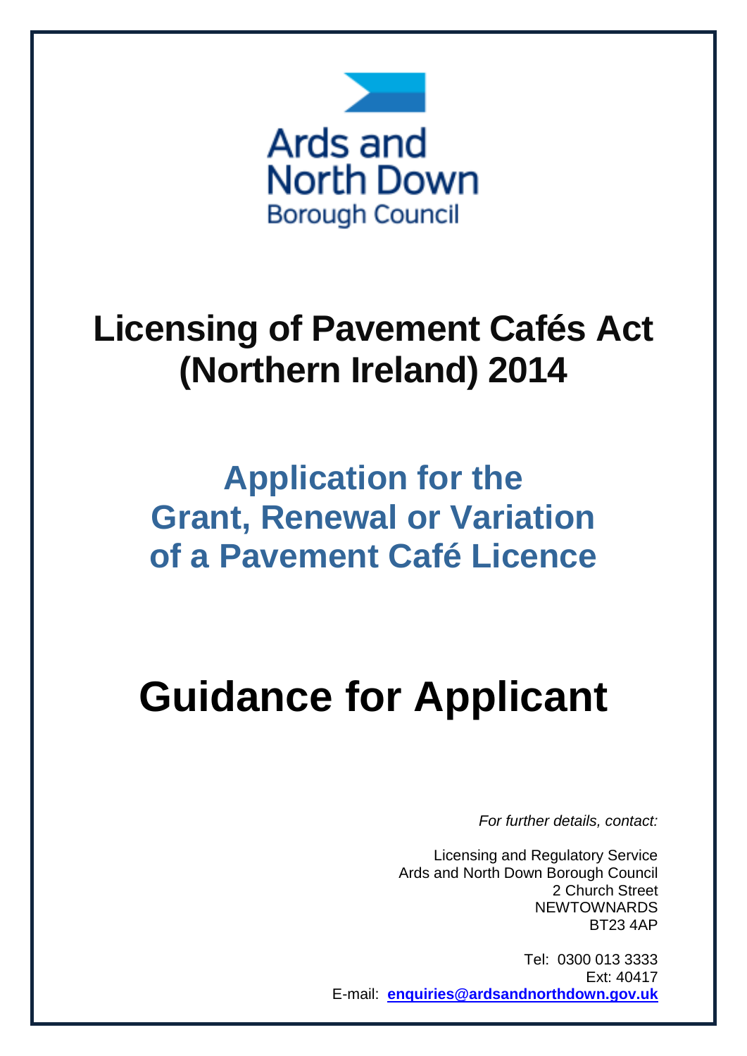Ards and North Down
Borough Council

# Licensing of Pavement Cafés Act (Northern Ireland) 2014

## Application for the Grant, Renewal or Variation of a Pavement Café Licence

# Guidance for Applicant

*For further details, contact:*

Licensing and Regulatory Service
Ards and North Down Borough Council
2 Church Street
NEWTOWNARDS
BT23 4AP

Tel: 0300 013 3333
Ext: 40417
E-mail: **enquiries@ardsandnorthdown.gov.uk**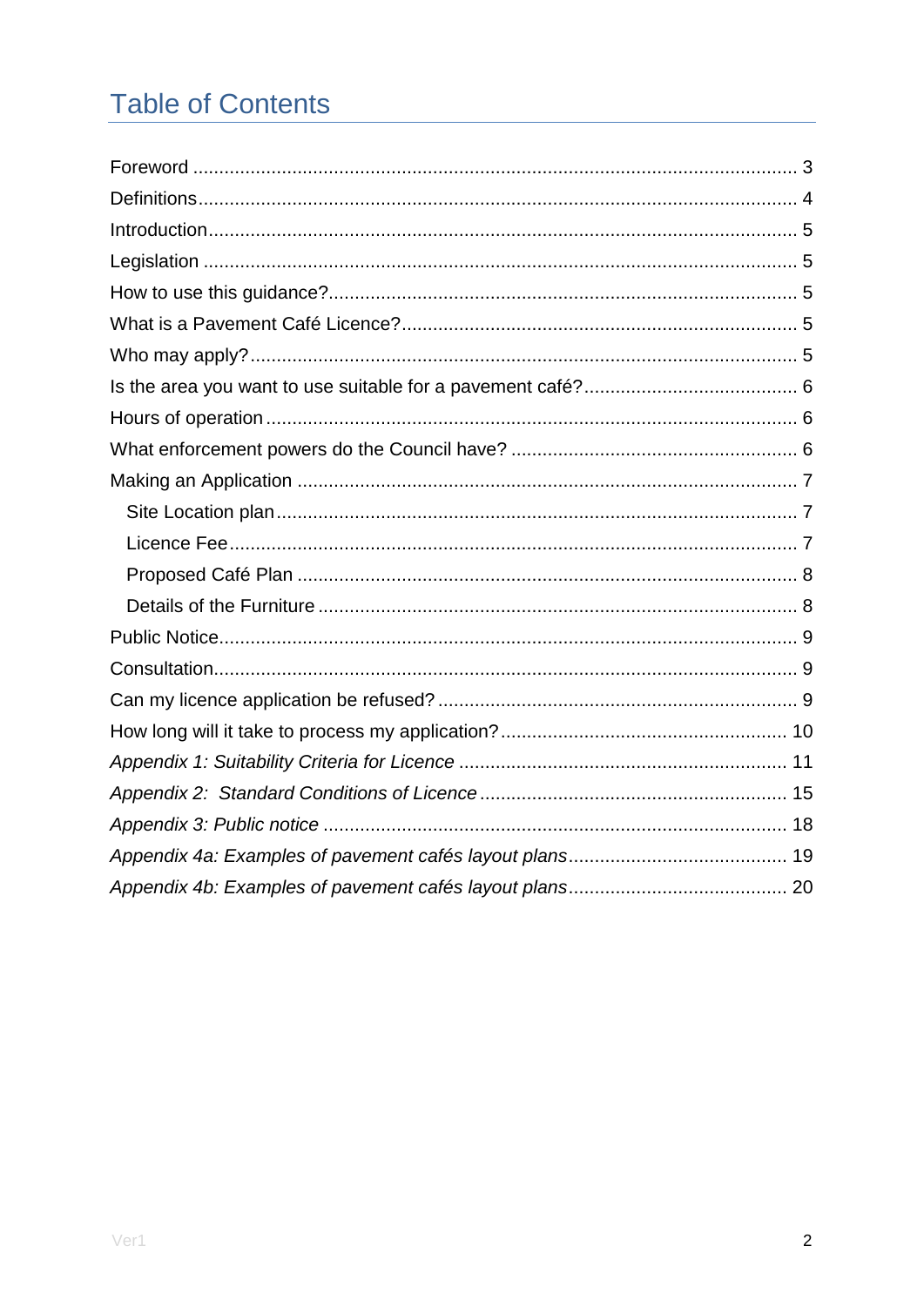# Table of Contents

Foreword ........................................................................................................ 3
Definitions........................................................................................................ 4
Introduction...................................................................................................... 5
Legislation ....................................................................................................... 5
How to use this guidance?............................................................................... 5
What is a Pavement Café Licence?.................................................................. 5
Who may apply?.............................................................................................. 5
Is the area you want to use suitable for a pavement café?.............................. 6
Hours of operation ........................................................................................... 6
What enforcement powers do the Council have? ............................................ 6
Making an Application ...................................................................................... 7
- Site Location plan ......................................................................................... 7
- Licence Fee .................................................................................................. 7
- Proposed Café Plan ..................................................................................... 8
- Details of the Furniture ................................................................................. 8

Public Notice.................................................................................................... 9
Consultation..................................................................................................... 9
Can my licence application be refused? .......................................................... 9
How long will it take to process my application?............................................ 10
*Appendix 1: Suitability Criteria for Licence* ..................................................... 11
*Appendix 2: Standard Conditions of Licence* ................................................. 15
*Appendix 3: Public notice* .............................................................................. 18
*Appendix 4a: Examples of pavement cafés layout plans* ................................ 19
*Appendix 4b: Examples of pavement cafés layout plans* ................................ 20

Ver1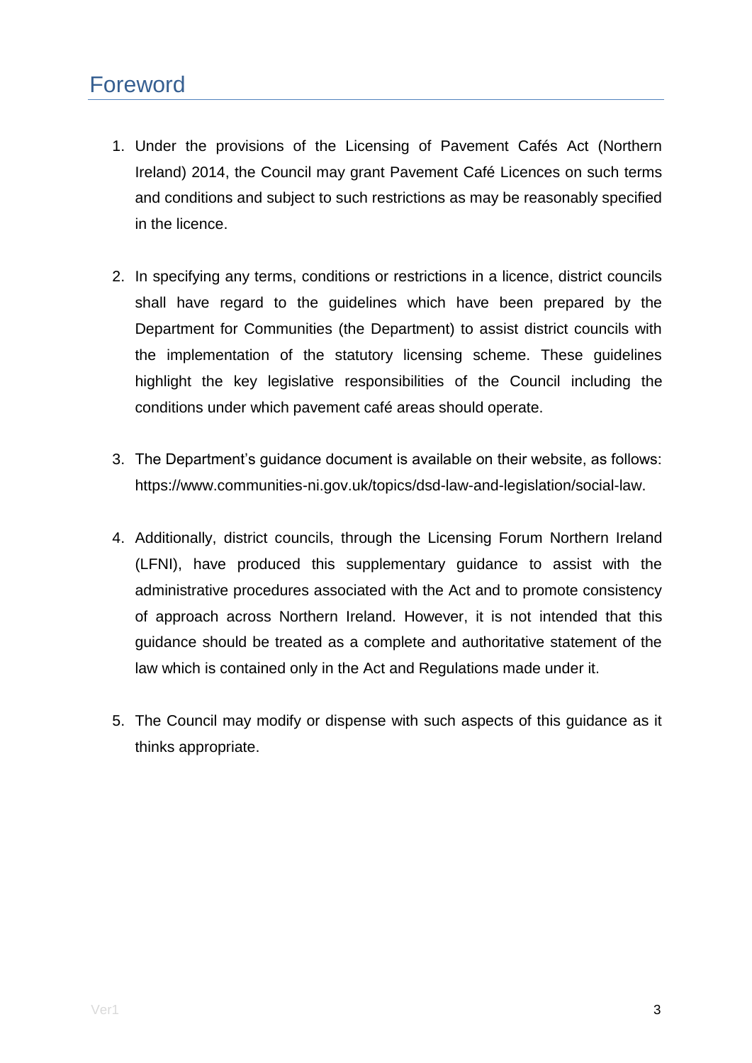## Foreword

1. Under the provisions of the Licensing of Pavement Cafés Act (Northern Ireland) 2014, the Council may grant Pavement Café Licences on such terms and conditions and subject to such restrictions as may be reasonably specified in the licence.

2. In specifying any terms, conditions or restrictions in a licence, district councils shall have regard to the guidelines which have been prepared by the Department for Communities (the Department) to assist district councils with the implementation of the statutory licensing scheme. These guidelines highlight the key legislative responsibilities of the Council including the conditions under which pavement café areas should operate.

3. The Department's guidance document is available on their website, as follows: https://www.communities-ni.gov.uk/topics/dsd-law-and-legislation/social-law.

4. Additionally, district councils, through the Licensing Forum Northern Ireland (LFNI), have produced this supplementary guidance to assist with the administrative procedures associated with the Act and to promote consistency of approach across Northern Ireland. However, it is not intended that this guidance should be treated as a complete and authoritative statement of the law which is contained only in the Act and Regulations made under it.

5. The Council may modify or dispense with such aspects of this guidance as it thinks appropriate.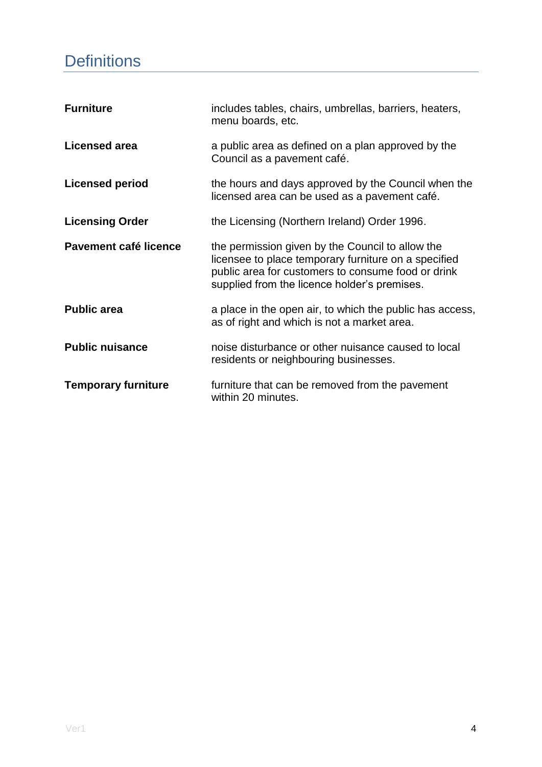## Definitions

| | |
|---|---|
| **Furniture** | includes tables, chairs, umbrellas, barriers, heaters, menu boards, etc. |
| **Licensed area** | a public area as defined on a plan approved by the Council as a pavement café. |
| **Licensed period** | the hours and days approved by the Council when the licensed area can be used as a pavement café. |
| **Licensing Order** | the Licensing (Northern Ireland) Order 1996. |
| **Pavement café licence** | the permission given by the Council to allow the licensee to place temporary furniture on a specified public area for customers to consume food or drink supplied from the licence holder's premises. |
| **Public area** | a place in the open air, to which the public has access, as of right and which is not a market area. |
| **Public nuisance** | noise disturbance or other nuisance caused to local residents or neighbouring businesses. |
| **Temporary furniture** | furniture that can be removed from the pavement within 20 minutes. |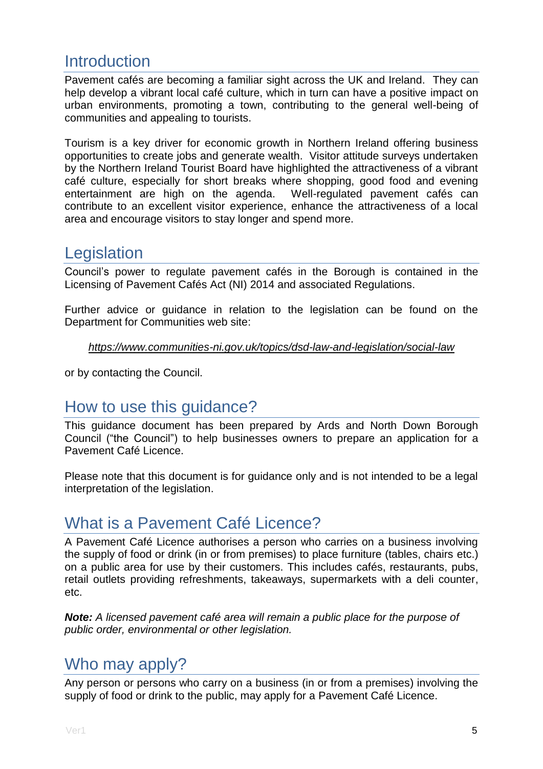## Introduction

Pavement cafés are becoming a familiar sight across the UK and Ireland. They can help develop a vibrant local café culture, which in turn can have a positive impact on urban environments, promoting a town, contributing to the general well-being of communities and appealing to tourists.

Tourism is a key driver for economic growth in Northern Ireland offering business opportunities to create jobs and generate wealth. Visitor attitude surveys undertaken by the Northern Ireland Tourist Board have highlighted the attractiveness of a vibrant café culture, especially for short breaks where shopping, good food and evening entertainment are high on the agenda. Well-regulated pavement cafés can contribute to an excellent visitor experience, enhance the attractiveness of a local area and encourage visitors to stay longer and spend more.

## Legislation

Council's power to regulate pavement cafés in the Borough is contained in the Licensing of Pavement Cafés Act (NI) 2014 and associated Regulations.

Further advice or guidance in relation to the legislation can be found on the Department for Communities web site:

*https://www.communities-ni.gov.uk/topics/dsd-law-and-legislation/social-law*

or by contacting the Council.

## How to use this guidance?

This guidance document has been prepared by Ards and North Down Borough Council ("the Council") to help businesses owners to prepare an application for a Pavement Café Licence.

Please note that this document is for guidance only and is not intended to be a legal interpretation of the legislation.

## What is a Pavement Café Licence?

A Pavement Café Licence authorises a person who carries on a business involving the supply of food or drink (in or from premises) to place furniture (tables, chairs etc.) on a public area for use by their customers. This includes cafés, restaurants, pubs, retail outlets providing refreshments, takeaways, supermarkets with a deli counter, etc.

***Note:*** *A licensed pavement café area will remain a public place for the purpose of public order, environmental or other legislation.*

## Who may apply?

Any person or persons who carry on a business (in or from a premises) involving the supply of food or drink to the public, may apply for a Pavement Café Licence.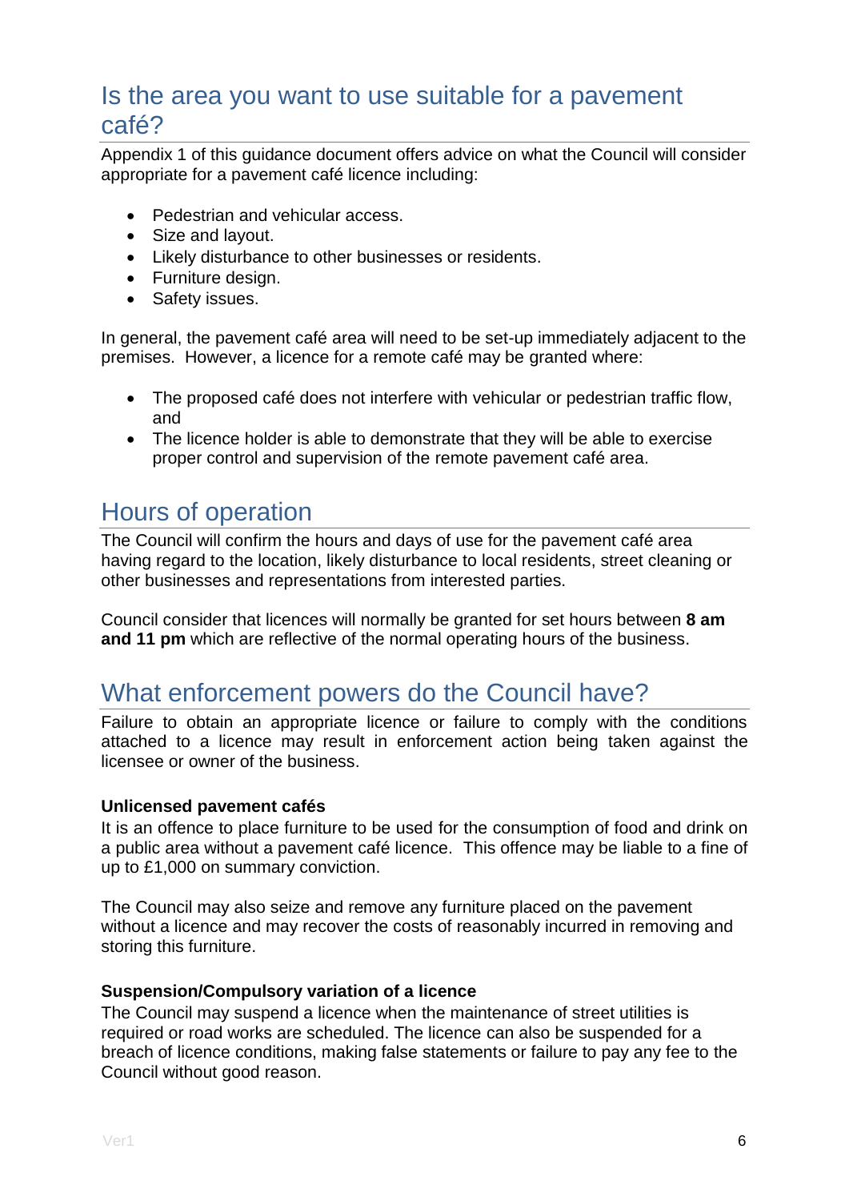## Is the area you want to use suitable for a pavement café?

Appendix 1 of this guidance document offers advice on what the Council will consider appropriate for a pavement café licence including:

- Pedestrian and vehicular access.
- Size and layout.
- Likely disturbance to other businesses or residents.
- Furniture design.
- Safety issues.

In general, the pavement café area will need to be set-up immediately adjacent to the premises. However, a licence for a remote café may be granted where:

- The proposed café does not interfere with vehicular or pedestrian traffic flow, and
- The licence holder is able to demonstrate that they will be able to exercise proper control and supervision of the remote pavement café area.

## Hours of operation

The Council will confirm the hours and days of use for the pavement café area having regard to the location, likely disturbance to local residents, street cleaning or other businesses and representations from interested parties.

Council consider that licences will normally be granted for set hours between **8 am and 11 pm** which are reflective of the normal operating hours of the business.

## What enforcement powers do the Council have?

Failure to obtain an appropriate licence or failure to comply with the conditions attached to a licence may result in enforcement action being taken against the licensee or owner of the business.

**Unlicensed pavement cafés**

It is an offence to place furniture to be used for the consumption of food and drink on a public area without a pavement café licence. This offence may be liable to a fine of up to £1,000 on summary conviction.

The Council may also seize and remove any furniture placed on the pavement without a licence and may recover the costs of reasonably incurred in removing and storing this furniture.

**Suspension/Compulsory variation of a licence**

The Council may suspend a licence when the maintenance of street utilities is required or road works are scheduled. The licence can also be suspended for a breach of licence conditions, making false statements or failure to pay any fee to the Council without good reason.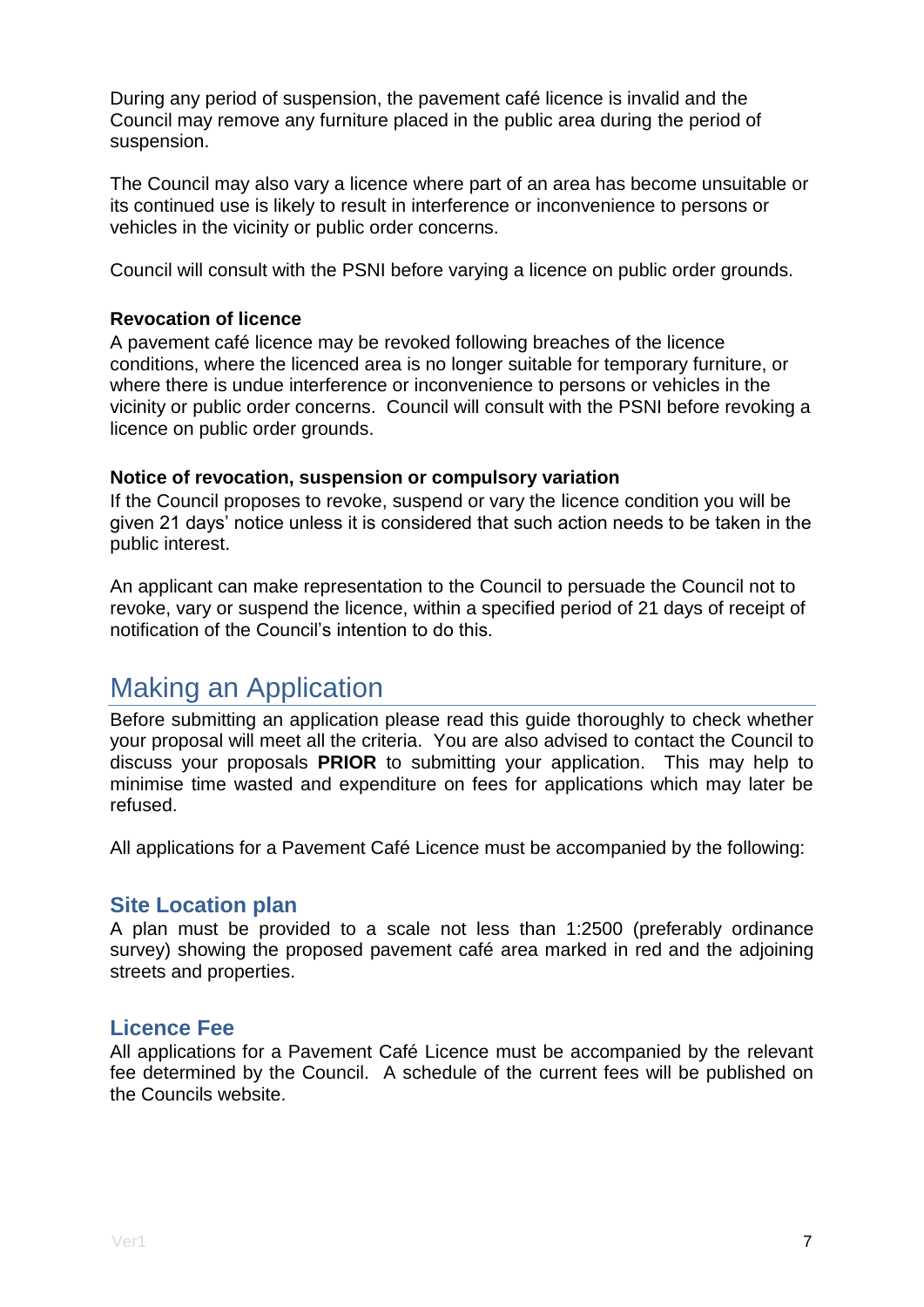During any period of suspension, the pavement café licence is invalid and the Council may remove any furniture placed in the public area during the period of suspension.

The Council may also vary a licence where part of an area has become unsuitable or its continued use is likely to result in interference or inconvenience to persons or vehicles in the vicinity or public order concerns.

Council will consult with the PSNI before varying a licence on public order grounds.

**Revocation of licence**

A pavement café licence may be revoked following breaches of the licence conditions, where the licenced area is no longer suitable for temporary furniture, or where there is undue interference or inconvenience to persons or vehicles in the vicinity or public order concerns. Council will consult with the PSNI before revoking a licence on public order grounds.

**Notice of revocation, suspension or compulsory variation**

If the Council proposes to revoke, suspend or vary the licence condition you will be given 21 days' notice unless it is considered that such action needs to be taken in the public interest.

An applicant can make representation to the Council to persuade the Council not to revoke, vary or suspend the licence, within a specified period of 21 days of receipt of notification of the Council's intention to do this.

# Making an Application

Before submitting an application please read this guide thoroughly to check whether your proposal will meet all the criteria. You are also advised to contact the Council to discuss your proposals **PRIOR** to submitting your application. This may help to minimise time wasted and expenditure on fees for applications which may later be refused.

All applications for a Pavement Café Licence must be accompanied by the following:

## Site Location plan

A plan must be provided to a scale not less than 1:2500 (preferably ordinance survey) showing the proposed pavement café area marked in red and the adjoining streets and properties.

## Licence Fee

All applications for a Pavement Café Licence must be accompanied by the relevant fee determined by the Council. A schedule of the current fees will be published on the Councils website.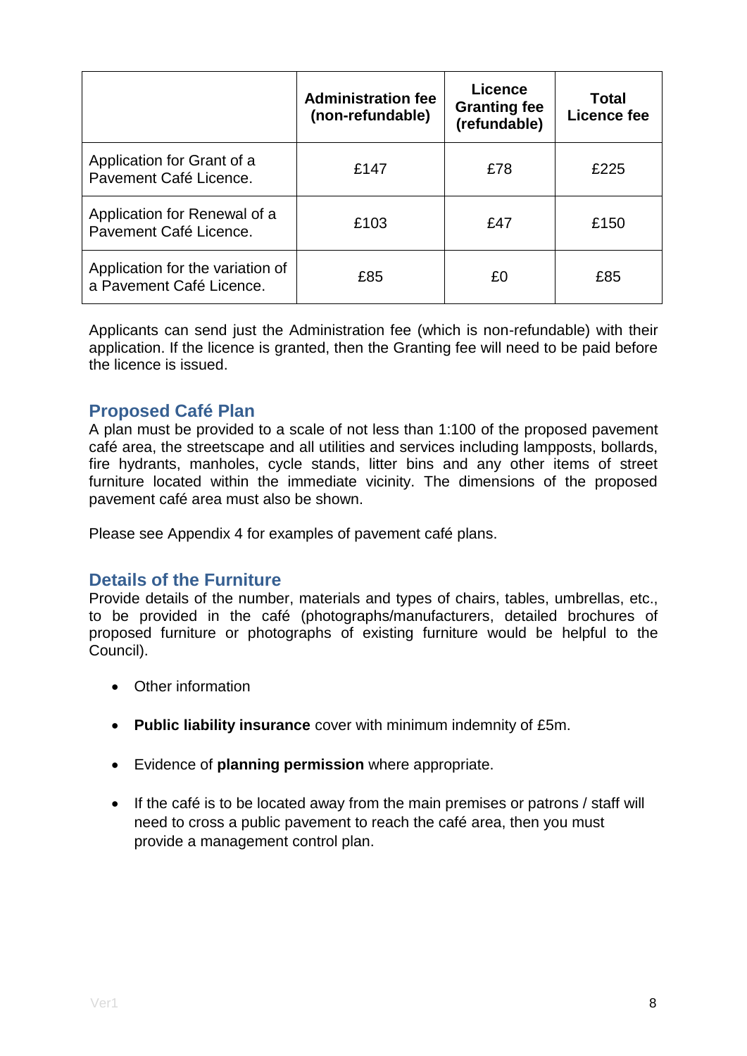| | Administration fee (non-refundable) | Licence Granting fee (refundable) | Total Licence fee |
|---|---|---|---|
| Application for Grant of a Pavement Café Licence. | £147 | £78 | £225 |
| Application for Renewal of a Pavement Café Licence. | £103 | £47 | £150 |
| Application for the variation of a Pavement Café Licence. | £85 | £0 | £85 |

Applicants can send just the Administration fee (which is non-refundable) with their application. If the licence is granted, then the Granting fee will need to be paid before the licence is issued.

## Proposed Café Plan

A plan must be provided to a scale of not less than 1:100 of the proposed pavement café area, the streetscape and all utilities and services including lampposts, bollards, fire hydrants, manholes, cycle stands, litter bins and any other items of street furniture located within the immediate vicinity. The dimensions of the proposed pavement café area must also be shown.

Please see Appendix 4 for examples of pavement café plans.

## Details of the Furniture

Provide details of the number, materials and types of chairs, tables, umbrellas, etc., to be provided in the café (photographs/manufacturers, detailed brochures of proposed furniture or photographs of existing furniture would be helpful to the Council).

- Other information
- **Public liability insurance** cover with minimum indemnity of £5m.
- Evidence of **planning permission** where appropriate.
- If the café is to be located away from the main premises or patrons / staff will need to cross a public pavement to reach the café area, then you must provide a management control plan.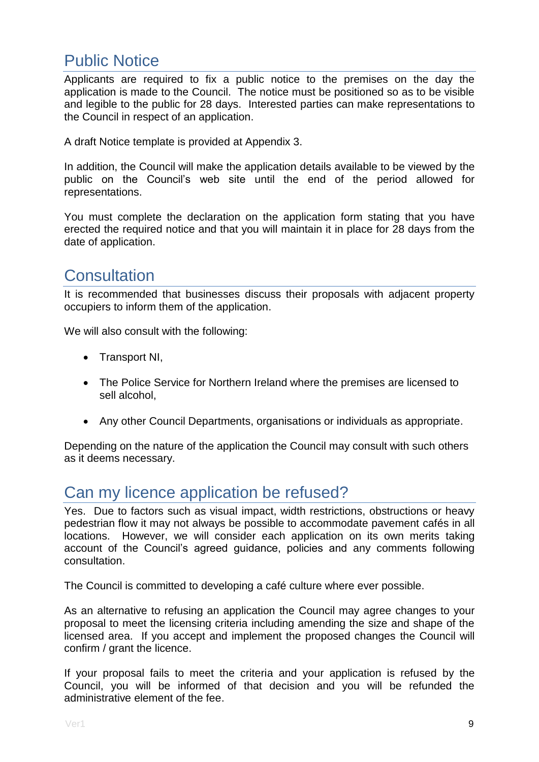## Public Notice

Applicants are required to fix a public notice to the premises on the day the application is made to the Council. The notice must be positioned so as to be visible and legible to the public for 28 days. Interested parties can make representations to the Council in respect of an application.

A draft Notice template is provided at Appendix 3.

In addition, the Council will make the application details available to be viewed by the public on the Council's web site until the end of the period allowed for representations.

You must complete the declaration on the application form stating that you have erected the required notice and that you will maintain it in place for 28 days from the date of application.

## Consultation

It is recommended that businesses discuss their proposals with adjacent property occupiers to inform them of the application.

We will also consult with the following:

- Transport NI,
- The Police Service for Northern Ireland where the premises are licensed to sell alcohol,
- Any other Council Departments, organisations or individuals as appropriate.

Depending on the nature of the application the Council may consult with such others as it deems necessary.

## Can my licence application be refused?

Yes. Due to factors such as visual impact, width restrictions, obstructions or heavy pedestrian flow it may not always be possible to accommodate pavement cafés in all locations. However, we will consider each application on its own merits taking account of the Council's agreed guidance, policies and any comments following consultation.

The Council is committed to developing a café culture where ever possible.

As an alternative to refusing an application the Council may agree changes to your proposal to meet the licensing criteria including amending the size and shape of the licensed area. If you accept and implement the proposed changes the Council will confirm / grant the licence.

If your proposal fails to meet the criteria and your application is refused by the Council, you will be informed of that decision and you will be refunded the administrative element of the fee.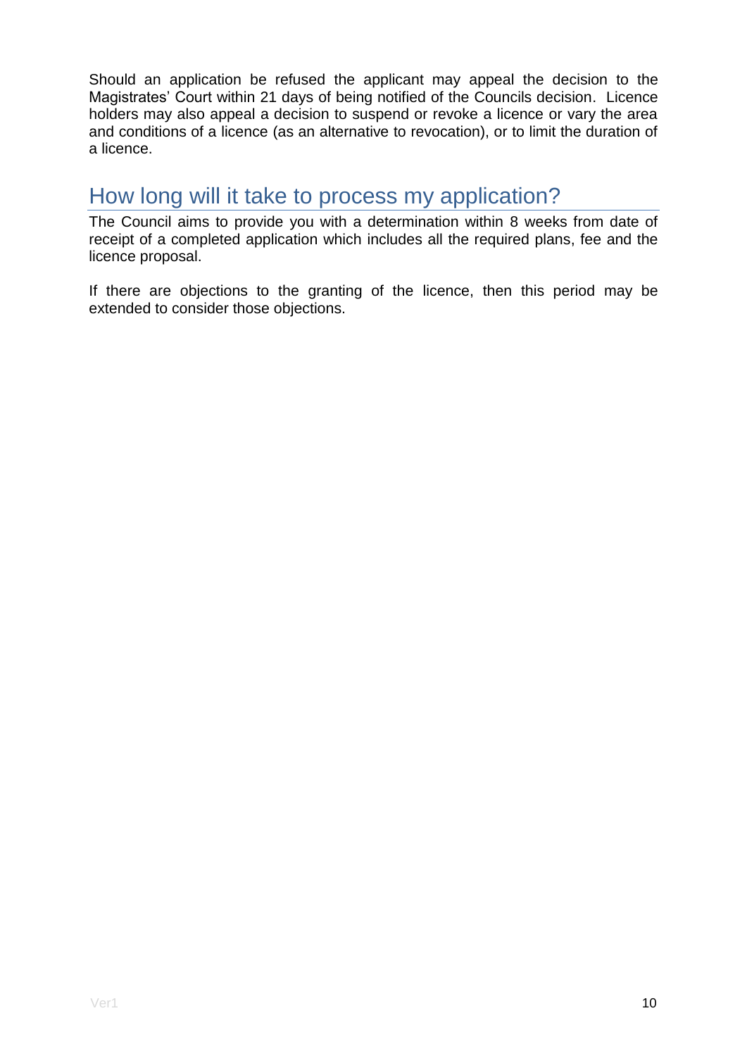Should an application be refused the applicant may appeal the decision to the Magistrates' Court within 21 days of being notified of the Councils decision. Licence holders may also appeal a decision to suspend or revoke a licence or vary the area and conditions of a licence (as an alternative to revocation), or to limit the duration of a licence.

## How long will it take to process my application?

The Council aims to provide you with a determination within 8 weeks from date of receipt of a completed application which includes all the required plans, fee and the licence proposal.

If there are objections to the granting of the licence, then this period may be extended to consider those objections.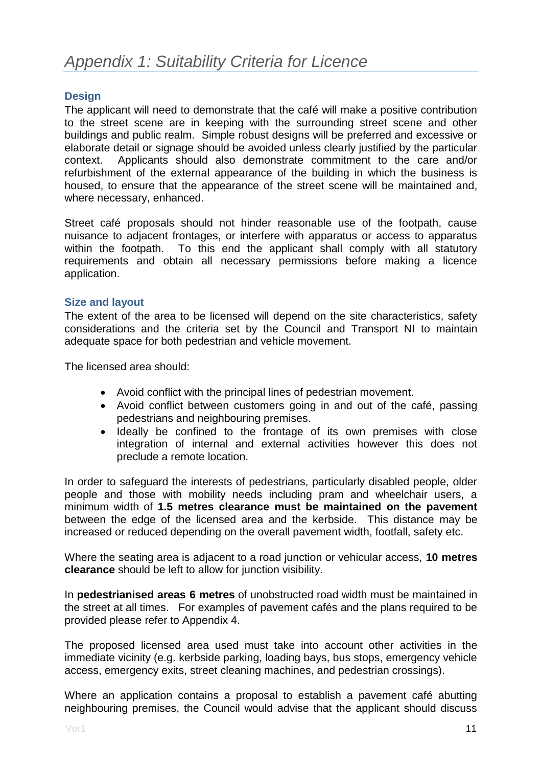# *Appendix 1: Suitability Criteria for Licence*

### Design

The applicant will need to demonstrate that the café will make a positive contribution to the street scene are in keeping with the surrounding street scene and other buildings and public realm. Simple robust designs will be preferred and excessive or elaborate detail or signage should be avoided unless clearly justified by the particular context. Applicants should also demonstrate commitment to the care and/or refurbishment of the external appearance of the building in which the business is housed, to ensure that the appearance of the street scene will be maintained and, where necessary, enhanced.

Street café proposals should not hinder reasonable use of the footpath, cause nuisance to adjacent frontages, or interfere with apparatus or access to apparatus within the footpath. To this end the applicant shall comply with all statutory requirements and obtain all necessary permissions before making a licence application.

### Size and layout

The extent of the area to be licensed will depend on the site characteristics, safety considerations and the criteria set by the Council and Transport NI to maintain adequate space for both pedestrian and vehicle movement.

The licensed area should:

- Avoid conflict with the principal lines of pedestrian movement.
- Avoid conflict between customers going in and out of the café, passing pedestrians and neighbouring premises.
- Ideally be confined to the frontage of its own premises with close integration of internal and external activities however this does not preclude a remote location.

In order to safeguard the interests of pedestrians, particularly disabled people, older people and those with mobility needs including pram and wheelchair users, a minimum width of **1.5 metres clearance must be maintained on the pavement** between the edge of the licensed area and the kerbside. This distance may be increased or reduced depending on the overall pavement width, footfall, safety etc.

Where the seating area is adjacent to a road junction or vehicular access, **10 metres clearance** should be left to allow for junction visibility.

In **pedestrianised areas 6 metres** of unobstructed road width must be maintained in the street at all times. For examples of pavement cafés and the plans required to be provided please refer to Appendix 4.

The proposed licensed area used must take into account other activities in the immediate vicinity (e.g. kerbside parking, loading bays, bus stops, emergency vehicle access, emergency exits, street cleaning machines, and pedestrian crossings).

Where an application contains a proposal to establish a pavement café abutting neighbouring premises, the Council would advise that the applicant should discuss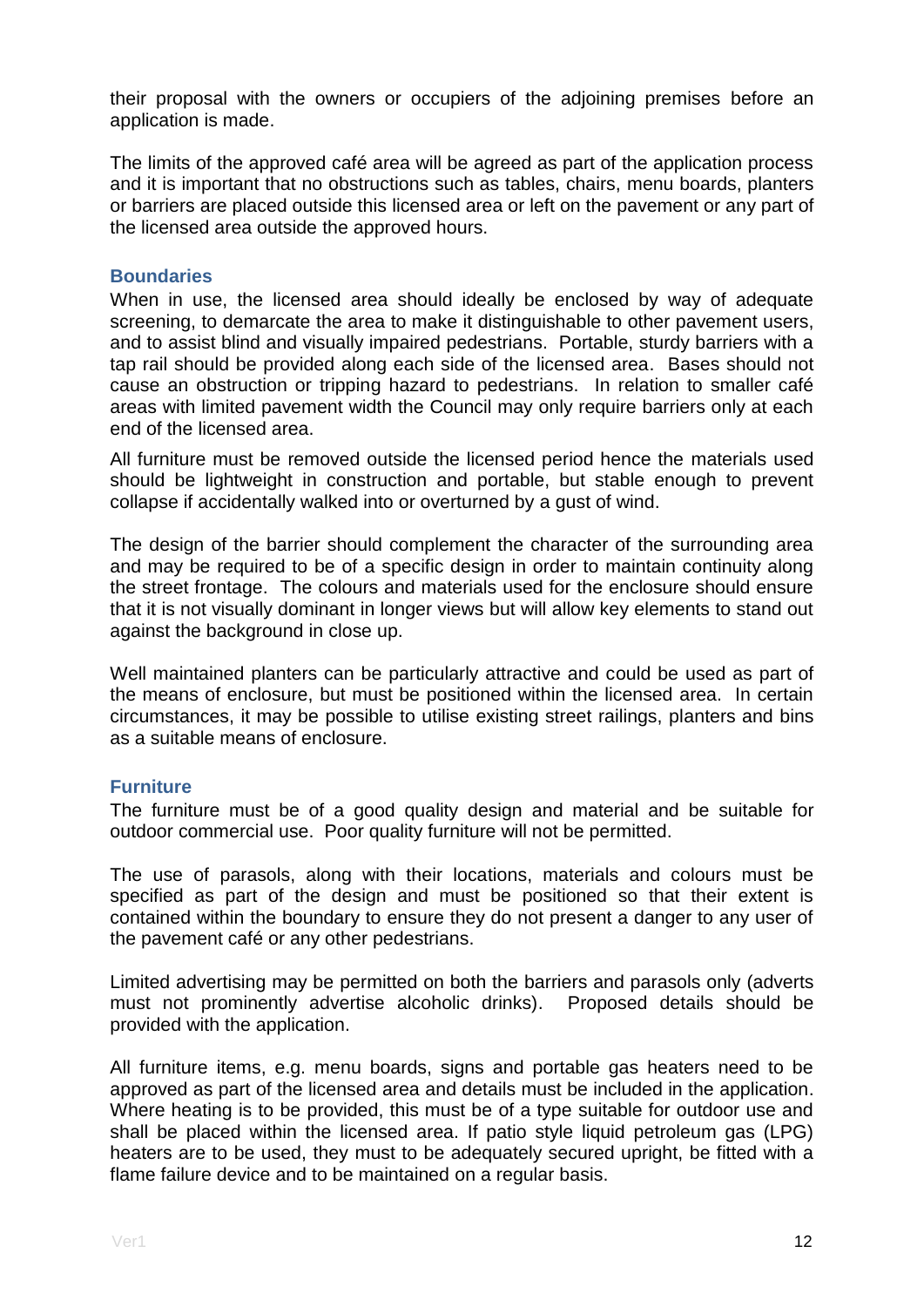their proposal with the owners or occupiers of the adjoining premises before an application is made.

The limits of the approved café area will be agreed as part of the application process and it is important that no obstructions such as tables, chairs, menu boards, planters or barriers are placed outside this licensed area or left on the pavement or any part of the licensed area outside the approved hours.

### Boundaries

When in use, the licensed area should ideally be enclosed by way of adequate screening, to demarcate the area to make it distinguishable to other pavement users, and to assist blind and visually impaired pedestrians. Portable, sturdy barriers with a tap rail should be provided along each side of the licensed area. Bases should not cause an obstruction or tripping hazard to pedestrians. In relation to smaller café areas with limited pavement width the Council may only require barriers only at each end of the licensed area.

All furniture must be removed outside the licensed period hence the materials used should be lightweight in construction and portable, but stable enough to prevent collapse if accidentally walked into or overturned by a gust of wind.

The design of the barrier should complement the character of the surrounding area and may be required to be of a specific design in order to maintain continuity along the street frontage. The colours and materials used for the enclosure should ensure that it is not visually dominant in longer views but will allow key elements to stand out against the background in close up.

Well maintained planters can be particularly attractive and could be used as part of the means of enclosure, but must be positioned within the licensed area. In certain circumstances, it may be possible to utilise existing street railings, planters and bins as a suitable means of enclosure.

### Furniture

The furniture must be of a good quality design and material and be suitable for outdoor commercial use. Poor quality furniture will not be permitted.

The use of parasols, along with their locations, materials and colours must be specified as part of the design and must be positioned so that their extent is contained within the boundary to ensure they do not present a danger to any user of the pavement café or any other pedestrians.

Limited advertising may be permitted on both the barriers and parasols only (adverts must not prominently advertise alcoholic drinks). Proposed details should be provided with the application.

All furniture items, e.g. menu boards, signs and portable gas heaters need to be approved as part of the licensed area and details must be included in the application. Where heating is to be provided, this must be of a type suitable for outdoor use and shall be placed within the licensed area. If patio style liquid petroleum gas (LPG) heaters are to be used, they must to be adequately secured upright, be fitted with a flame failure device and to be maintained on a regular basis.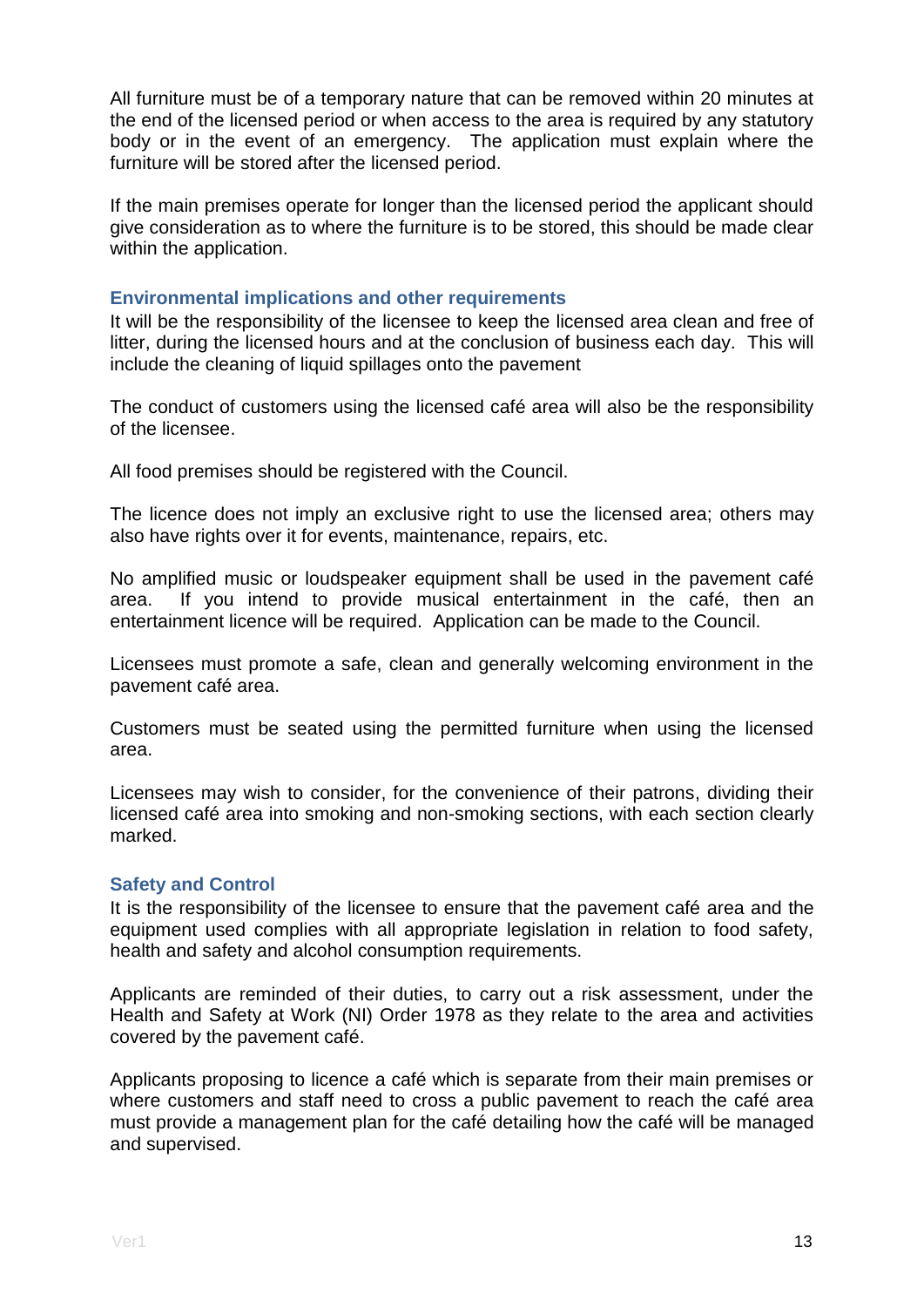All furniture must be of a temporary nature that can be removed within 20 minutes at the end of the licensed period or when access to the area is required by any statutory body or in the event of an emergency. The application must explain where the furniture will be stored after the licensed period.

If the main premises operate for longer than the licensed period the applicant should give consideration as to where the furniture is to be stored, this should be made clear within the application.

### Environmental implications and other requirements

It will be the responsibility of the licensee to keep the licensed area clean and free of litter, during the licensed hours and at the conclusion of business each day. This will include the cleaning of liquid spillages onto the pavement

The conduct of customers using the licensed café area will also be the responsibility of the licensee.

All food premises should be registered with the Council.

The licence does not imply an exclusive right to use the licensed area; others may also have rights over it for events, maintenance, repairs, etc.

No amplified music or loudspeaker equipment shall be used in the pavement café area. If you intend to provide musical entertainment in the café, then an entertainment licence will be required. Application can be made to the Council.

Licensees must promote a safe, clean and generally welcoming environment in the pavement café area.

Customers must be seated using the permitted furniture when using the licensed area.

Licensees may wish to consider, for the convenience of their patrons, dividing their licensed café area into smoking and non-smoking sections, with each section clearly marked.

### Safety and Control

It is the responsibility of the licensee to ensure that the pavement café area and the equipment used complies with all appropriate legislation in relation to food safety, health and safety and alcohol consumption requirements.

Applicants are reminded of their duties, to carry out a risk assessment, under the Health and Safety at Work (NI) Order 1978 as they relate to the area and activities covered by the pavement café.

Applicants proposing to licence a café which is separate from their main premises or where customers and staff need to cross a public pavement to reach the café area must provide a management plan for the café detailing how the café will be managed and supervised.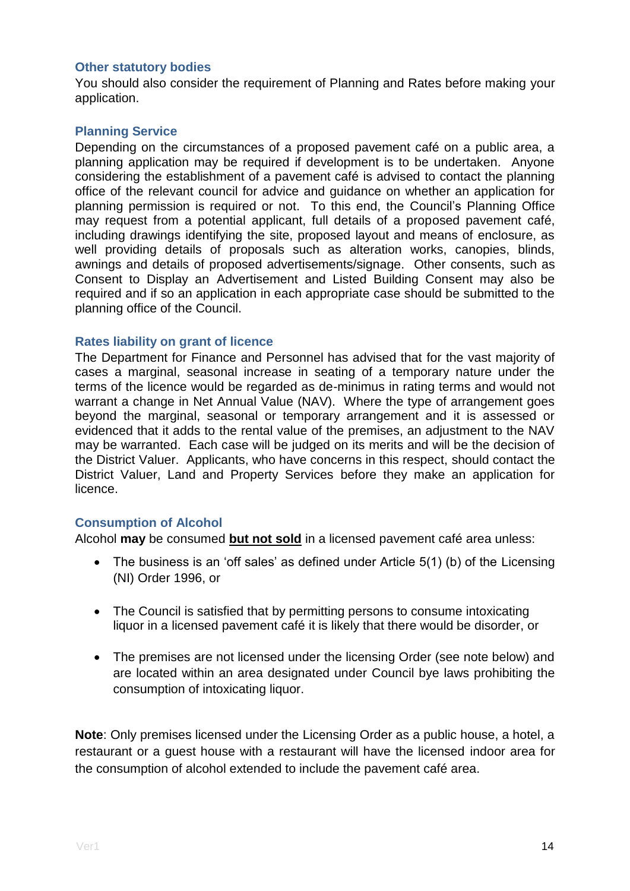### Other statutory bodies

You should also consider the requirement of Planning and Rates before making your application.

### Planning Service

Depending on the circumstances of a proposed pavement café on a public area, a planning application may be required if development is to be undertaken. Anyone considering the establishment of a pavement café is advised to contact the planning office of the relevant council for advice and guidance on whether an application for planning permission is required or not. To this end, the Council's Planning Office may request from a potential applicant, full details of a proposed pavement café, including drawings identifying the site, proposed layout and means of enclosure, as well providing details of proposals such as alteration works, canopies, blinds, awnings and details of proposed advertisements/signage. Other consents, such as Consent to Display an Advertisement and Listed Building Consent may also be required and if so an application in each appropriate case should be submitted to the planning office of the Council.

### Rates liability on grant of licence

The Department for Finance and Personnel has advised that for the vast majority of cases a marginal, seasonal increase in seating of a temporary nature under the terms of the licence would be regarded as de-minimus in rating terms and would not warrant a change in Net Annual Value (NAV). Where the type of arrangement goes beyond the marginal, seasonal or temporary arrangement and it is assessed or evidenced that it adds to the rental value of the premises, an adjustment to the NAV may be warranted. Each case will be judged on its merits and will be the decision of the District Valuer. Applicants, who have concerns in this respect, should contact the District Valuer, Land and Property Services before they make an application for licence.

### Consumption of Alcohol

Alcohol **may** be consumed <u>**but not sold**</u> in a licensed pavement café area unless:

- The business is an 'off sales' as defined under Article 5(1) (b) of the Licensing (NI) Order 1996, or
- The Council is satisfied that by permitting persons to consume intoxicating liquor in a licensed pavement café it is likely that there would be disorder, or
- The premises are not licensed under the licensing Order (see note below) and are located within an area designated under Council bye laws prohibiting the consumption of intoxicating liquor.

**Note**: Only premises licensed under the Licensing Order as a public house, a hotel, a restaurant or a guest house with a restaurant will have the licensed indoor area for the consumption of alcohol extended to include the pavement café area.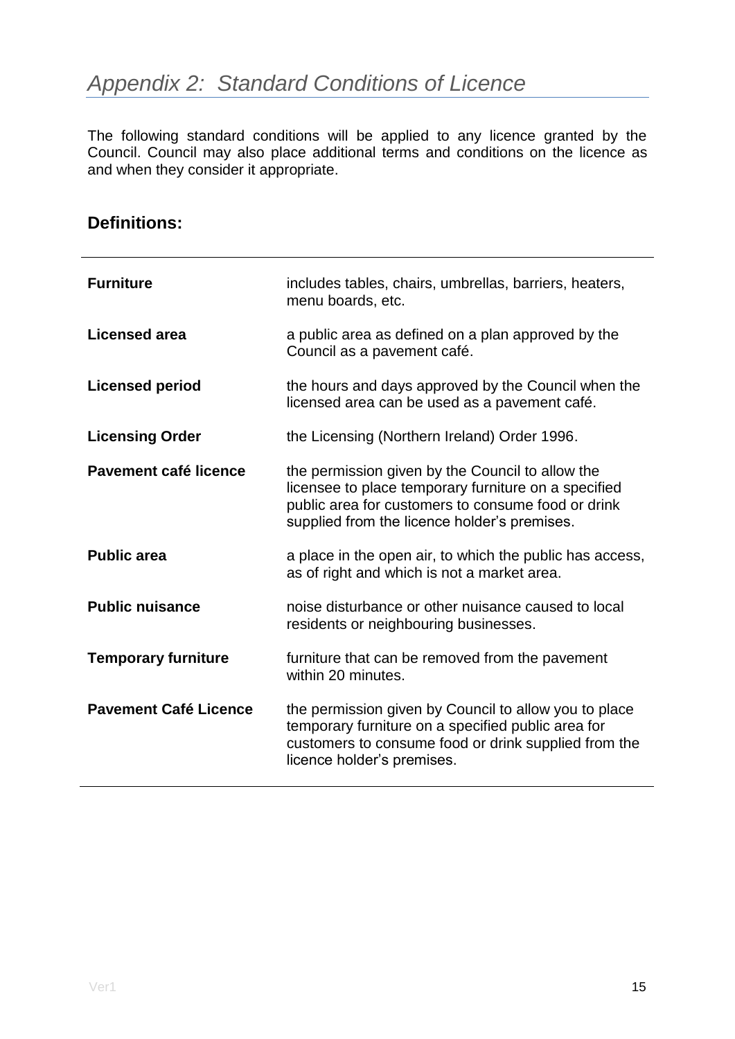# *Appendix 2: Standard Conditions of Licence*

The following standard conditions will be applied to any licence granted by the Council. Council may also place additional terms and conditions on the licence as and when they consider it appropriate.

## Definitions:

| | |
|---|---|
| **Furniture** | includes tables, chairs, umbrellas, barriers, heaters, menu boards, etc. |
| **Licensed area** | a public area as defined on a plan approved by the Council as a pavement café. |
| **Licensed period** | the hours and days approved by the Council when the licensed area can be used as a pavement café. |
| **Licensing Order** | the Licensing (Northern Ireland) Order 1996. |
| **Pavement café licence** | the permission given by the Council to allow the licensee to place temporary furniture on a specified public area for customers to consume food or drink supplied from the licence holder's premises. |
| **Public area** | a place in the open air, to which the public has access, as of right and which is not a market area. |
| **Public nuisance** | noise disturbance or other nuisance caused to local residents or neighbouring businesses. |
| **Temporary furniture** | furniture that can be removed from the pavement within 20 minutes. |
| **Pavement Café Licence** | the permission given by Council to allow you to place temporary furniture on a specified public area for customers to consume food or drink supplied from the licence holder's premises. |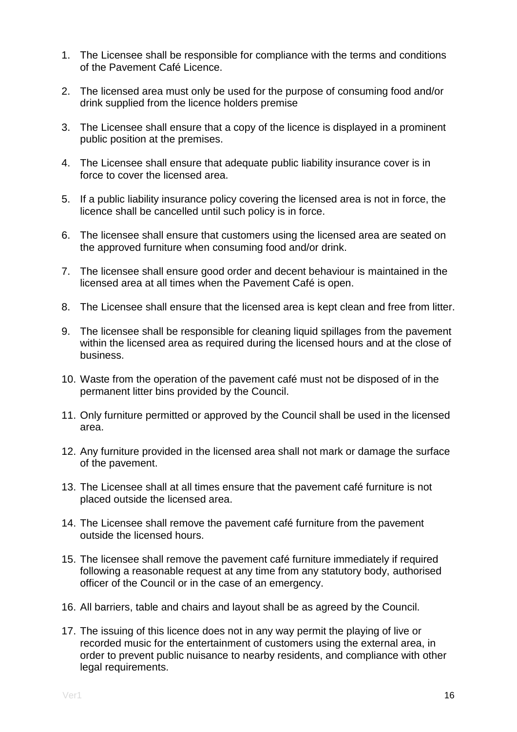1. The Licensee shall be responsible for compliance with the terms and conditions of the Pavement Café Licence.

2. The licensed area must only be used for the purpose of consuming food and/or drink supplied from the licence holders premise

3. The Licensee shall ensure that a copy of the licence is displayed in a prominent public position at the premises.

4. The Licensee shall ensure that adequate public liability insurance cover is in force to cover the licensed area.

5. If a public liability insurance policy covering the licensed area is not in force, the licence shall be cancelled until such policy is in force.

6. The licensee shall ensure that customers using the licensed area are seated on the approved furniture when consuming food and/or drink.

7. The licensee shall ensure good order and decent behaviour is maintained in the licensed area at all times when the Pavement Café is open.

8. The Licensee shall ensure that the licensed area is kept clean and free from litter.

9. The licensee shall be responsible for cleaning liquid spillages from the pavement within the licensed area as required during the licensed hours and at the close of business.

10. Waste from the operation of the pavement café must not be disposed of in the permanent litter bins provided by the Council.

11. Only furniture permitted or approved by the Council shall be used in the licensed area.

12. Any furniture provided in the licensed area shall not mark or damage the surface of the pavement.

13. The Licensee shall at all times ensure that the pavement café furniture is not placed outside the licensed area.

14. The Licensee shall remove the pavement café furniture from the pavement outside the licensed hours.

15. The licensee shall remove the pavement café furniture immediately if required following a reasonable request at any time from any statutory body, authorised officer of the Council or in the case of an emergency.

16. All barriers, table and chairs and layout shall be as agreed by the Council.

17. The issuing of this licence does not in any way permit the playing of live or recorded music for the entertainment of customers using the external area, in order to prevent public nuisance to nearby residents, and compliance with other legal requirements.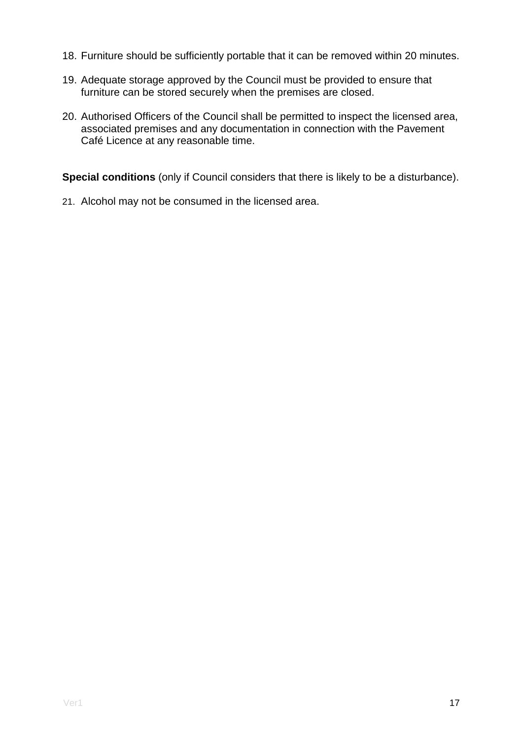18. Furniture should be sufficiently portable that it can be removed within 20 minutes.

19. Adequate storage approved by the Council must be provided to ensure that furniture can be stored securely when the premises are closed.

20. Authorised Officers of the Council shall be permitted to inspect the licensed area, associated premises and any documentation in connection with the Pavement Café Licence at any reasonable time.

**Special conditions** (only if Council considers that there is likely to be a disturbance).

21. Alcohol may not be consumed in the licensed area.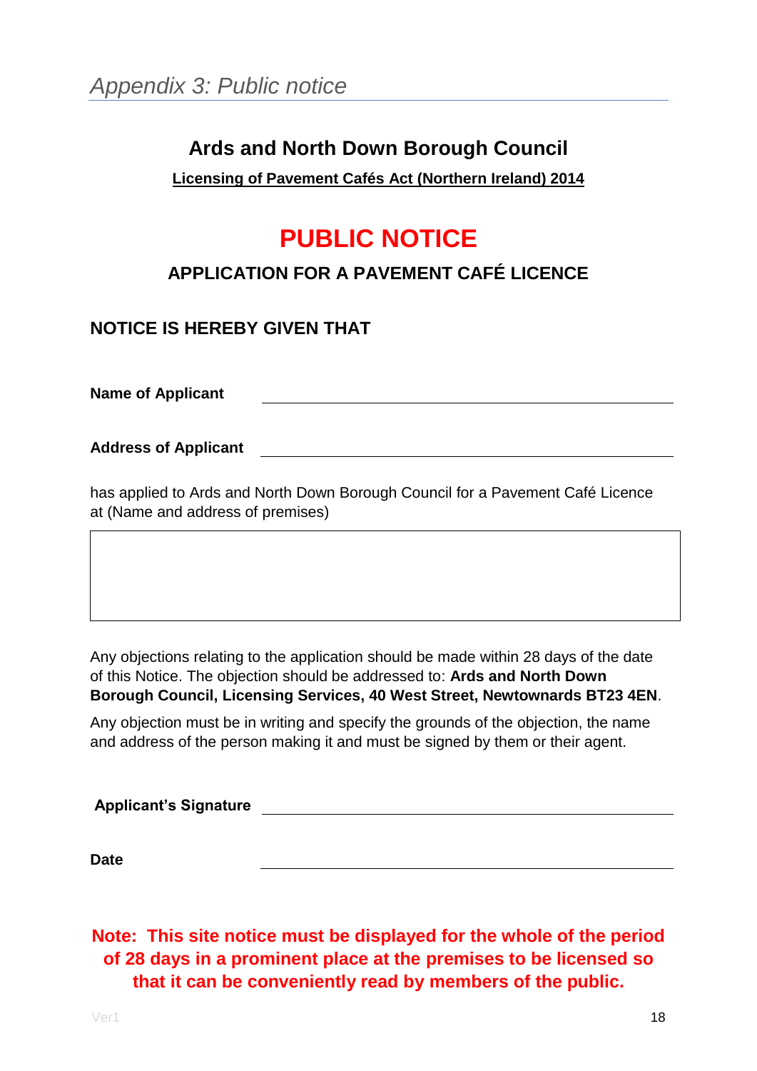# *Appendix 3: Public notice*

## Ards and North Down Borough Council

**Licensing of Pavement Cafés Act (Northern Ireland) 2014**

# PUBLIC NOTICE

## APPLICATION FOR A PAVEMENT CAFÉ LICENCE

### NOTICE IS HEREBY GIVEN THAT

**Name of Applicant** ______________________________

**Address of Applicant** ______________________________

has applied to Ards and North Down Borough Council for a Pavement Café Licence at (Name and address of premises)

| |
|---|
| |

Any objections relating to the application should be made within 28 days of the date of this Notice. The objection should be addressed to: **Ards and North Down Borough Council, Licensing Services, 40 West Street, Newtownards BT23 4EN**.

Any objection must be in writing and specify the grounds of the objection, the name and address of the person making it and must be signed by them or their agent.

**Applicant's Signature** ______________________________

**Date** ______________________________

**Note: This site notice must be displayed for the whole of the period of 28 days in a prominent place at the premises to be licensed so that it can be conveniently read by members of the public.**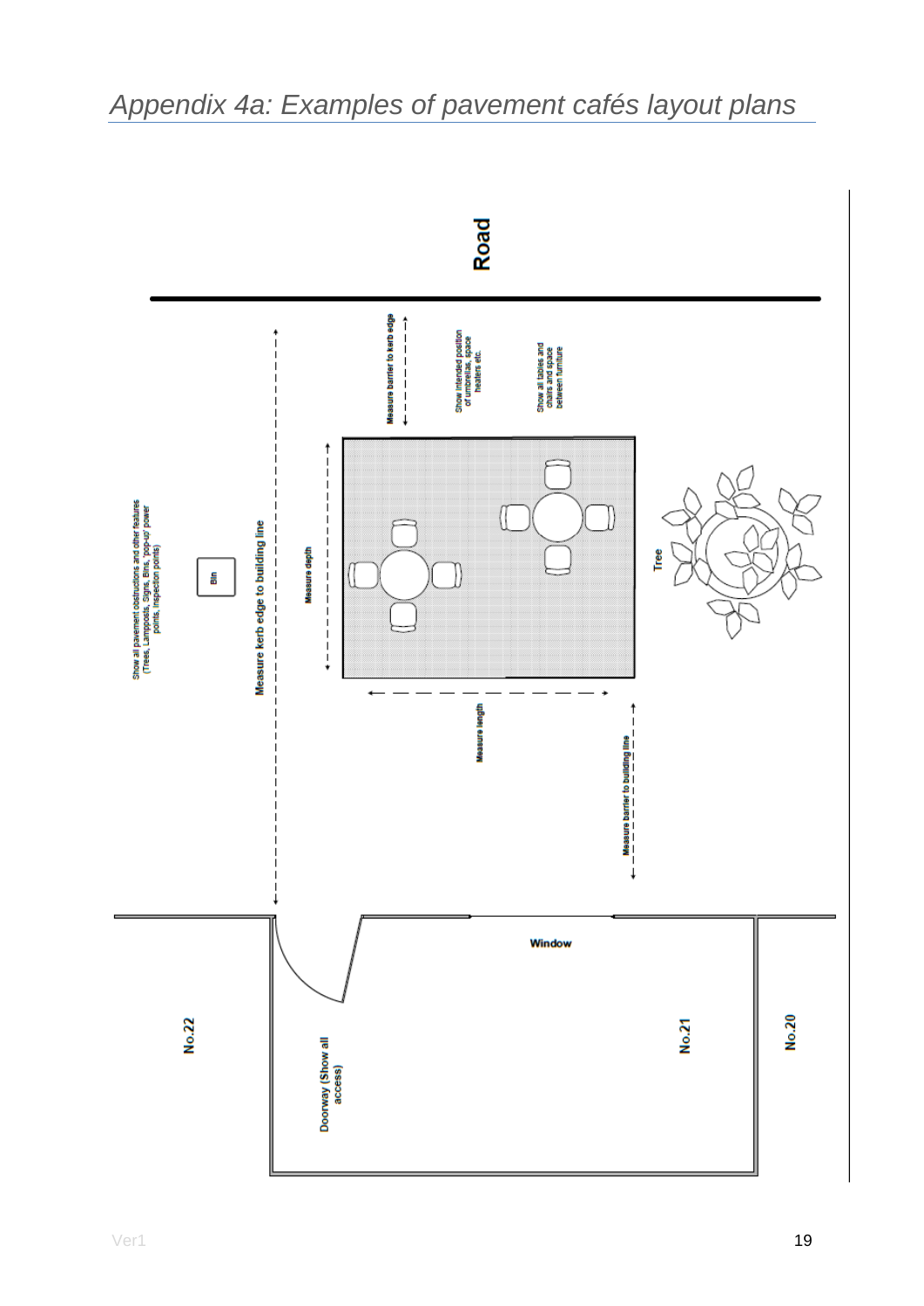# *Appendix 4a: Examples of pavement cafés layout plans*

Road

Show all pavement obstructions and other features (Trees, Lampposts, Signs, Bins, 'pop-up' power points, Inspection points)

Bin

Measure kerb edge to building line

Measure depth

Measure barrier to kerb edge

Show intended position of umbrellas, space heaters etc.

Show all tables and chairs and space between furniture

Tree

Measure length

Measure barrier to building line

Window

No.22

Doorway (Show all access)

No.21

No.20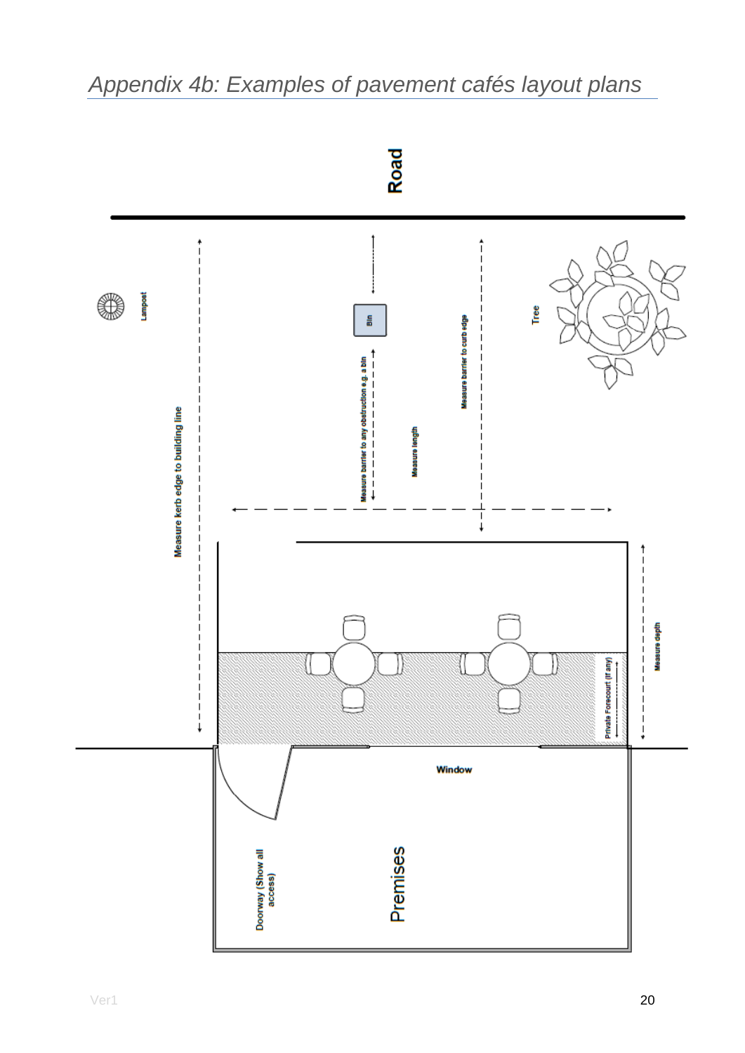## *Appendix 4b: Examples of pavement cafés layout plans*

Road

Lampost

Measure kerb edge to building line

Bin

Measure barrier to any obstruction e.g. a bin

Measure length

Measure barrier to curb edge

Tree

Measure depth

Private Forecourt (if any)

Window

Doorway (Show all access)

Premises